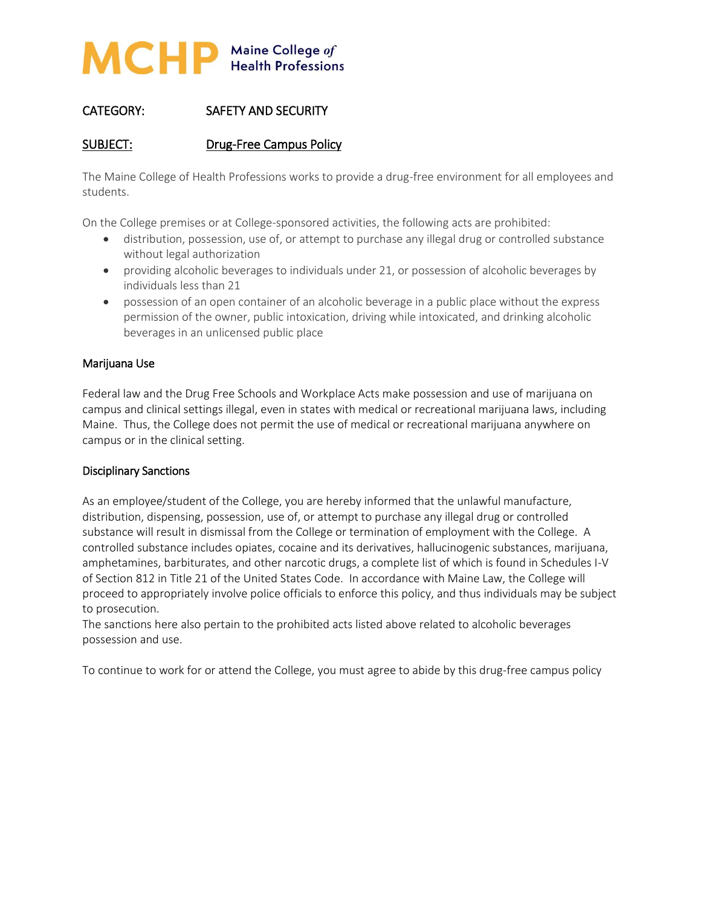# MCHP Maine College of Health Professions

**CATEGORY:** SAFETY AND SECURITY

**SUBJECT:** Drug-Free Campus Policy

The Maine College of Health Professions works to provide a drug-free environment for all employees and students.

On the College premises or at College-sponsored activities, the following acts are prohibited:

- distribution, possession, use of, or attempt to purchase any illegal drug or controlled substance without legal authorization
- providing alcoholic beverages to individuals under 21, or possession of alcoholic beverages by individuals less than 21
- possession of an open container of an alcoholic beverage in a public place without the express permission of the owner, public intoxication, driving while intoxicated, and drinking alcoholic beverages in an unlicensed public place

## Marijuana Use

Federal law and the Drug Free Schools and Workplace Acts make possession and use of marijuana on campus and clinical settings illegal, even in states with medical or recreational marijuana laws, including Maine. Thus, the College does not permit the use of medical or recreational marijuana anywhere on campus or in the clinical setting.

## Disciplinary Sanctions

As an employee/student of the College, you are hereby informed that the unlawful manufacture, distribution, dispensing, possession, use of, or attempt to purchase any illegal drug or controlled substance will result in dismissal from the College or termination of employment with the College. A controlled substance includes opiates, cocaine and its derivatives, hallucinogenic substances, marijuana, amphetamines, barbiturates, and other narcotic drugs, a complete list of which is found in Schedules I-V of Section 812 in Title 21 of the United States Code. In accordance with Maine Law, the College will proceed to appropriately involve police officials to enforce this policy, and thus individuals may be subject to prosecution.
The sanctions here also pertain to the prohibited acts listed above related to alcoholic beverages possession and use.

To continue to work for or attend the College, you must agree to abide by this drug-free campus policy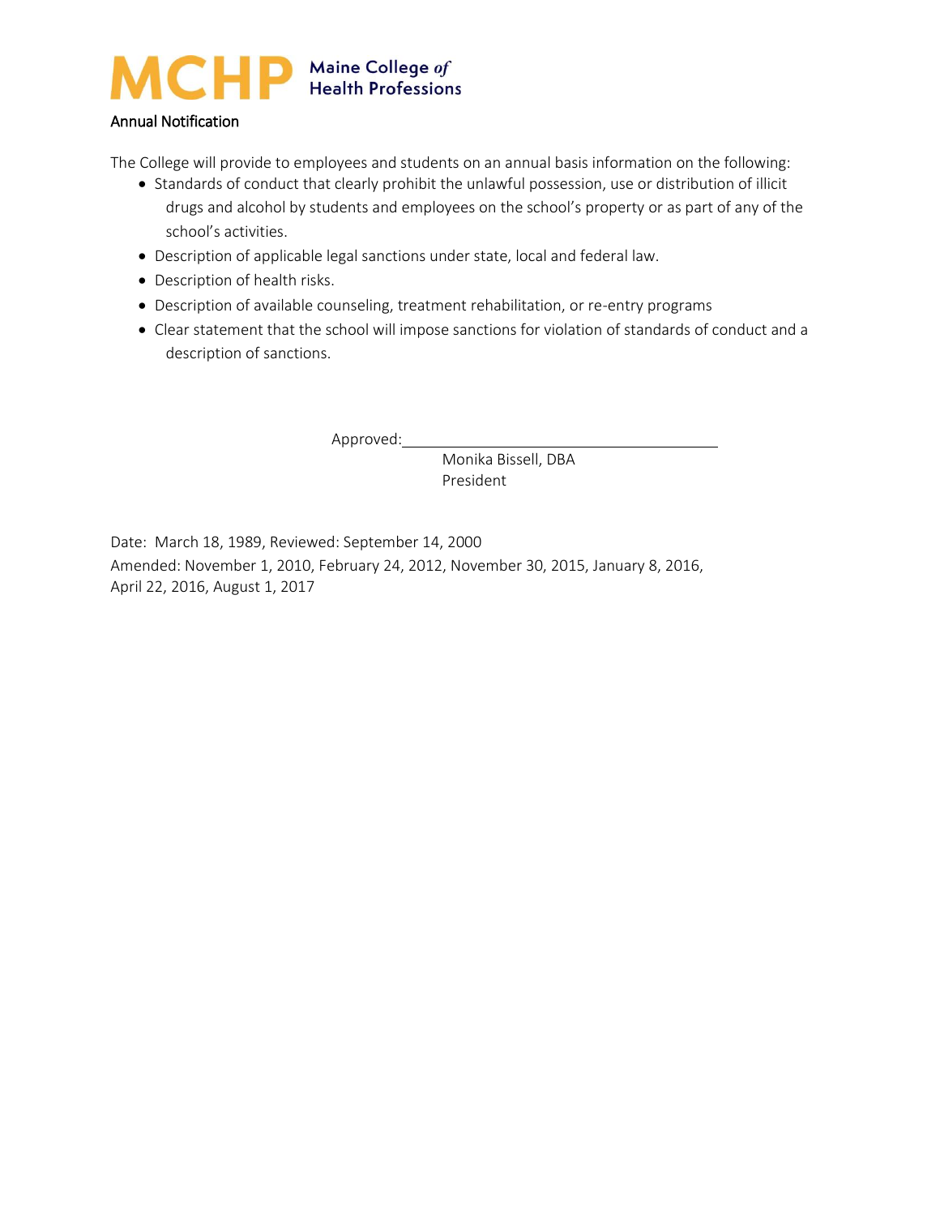MCHP Maine College *of* Health Professions

Annual Notification

The College will provide to employees and students on an annual basis information on the following:

- Standards of conduct that clearly prohibit the unlawful possession, use or distribution of illicit drugs and alcohol by students and employees on the school's property or as part of any of the school's activities.
- Description of applicable legal sanctions under state, local and federal law.
- Description of health risks.
- Description of available counseling, treatment rehabilitation, or re-entry programs
- Clear statement that the school will impose sanctions for violation of standards of conduct and a description of sanctions.

Approved:\_\_\_\_\_\_\_\_\_\_\_\_\_\_\_\_\_\_\_\_\_\_\_\_\_\_\_\_\_\_\_\_\_\_\_\_

Monika Bissell, DBA
President

Date: March 18, 1989, Reviewed: September 14, 2000
Amended: November 1, 2010, February 24, 2012, November 30, 2015, January 8, 2016, April 22, 2016, August 1, 2017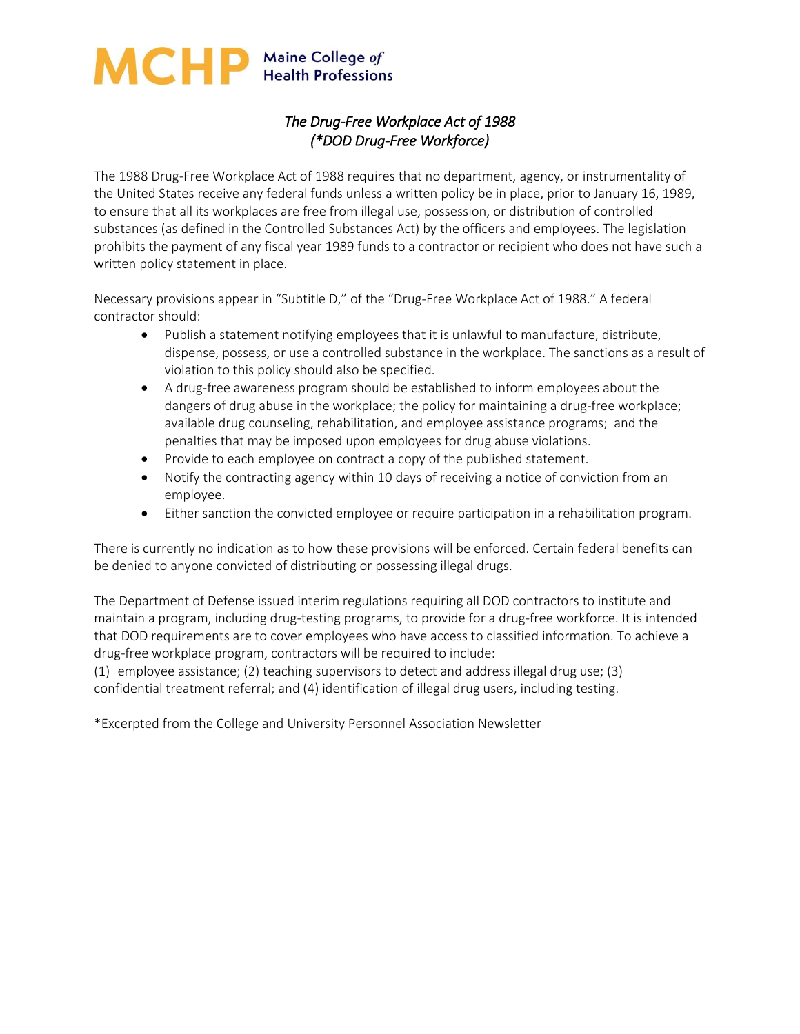MCHP Maine College of Health Professions

*The Drug-Free Workplace Act of 1988*
*(\*DOD Drug-Free Workforce)*

The 1988 Drug-Free Workplace Act of 1988 requires that no department, agency, or instrumentality of the United States receive any federal funds unless a written policy be in place, prior to January 16, 1989, to ensure that all its workplaces are free from illegal use, possession, or distribution of controlled substances (as defined in the Controlled Substances Act) by the officers and employees. The legislation prohibits the payment of any fiscal year 1989 funds to a contractor or recipient who does not have such a written policy statement in place.

Necessary provisions appear in "Subtitle D," of the "Drug-Free Workplace Act of 1988." A federal contractor should:

- Publish a statement notifying employees that it is unlawful to manufacture, distribute, dispense, possess, or use a controlled substance in the workplace. The sanctions as a result of violation to this policy should also be specified.
- A drug-free awareness program should be established to inform employees about the dangers of drug abuse in the workplace; the policy for maintaining a drug-free workplace; available drug counseling, rehabilitation, and employee assistance programs; and the penalties that may be imposed upon employees for drug abuse violations.
- Provide to each employee on contract a copy of the published statement.
- Notify the contracting agency within 10 days of receiving a notice of conviction from an employee.
- Either sanction the convicted employee or require participation in a rehabilitation program.

There is currently no indication as to how these provisions will be enforced. Certain federal benefits can be denied to anyone convicted of distributing or possessing illegal drugs.

The Department of Defense issued interim regulations requiring all DOD contractors to institute and maintain a program, including drug-testing programs, to provide for a drug-free workforce. It is intended that DOD requirements are to cover employees who have access to classified information. To achieve a drug-free workplace program, contractors will be required to include:
(1) employee assistance; (2) teaching supervisors to detect and address illegal drug use; (3) confidential treatment referral; and (4) identification of illegal drug users, including testing.

*Excerpted from the College and University Personnel Association Newsletter